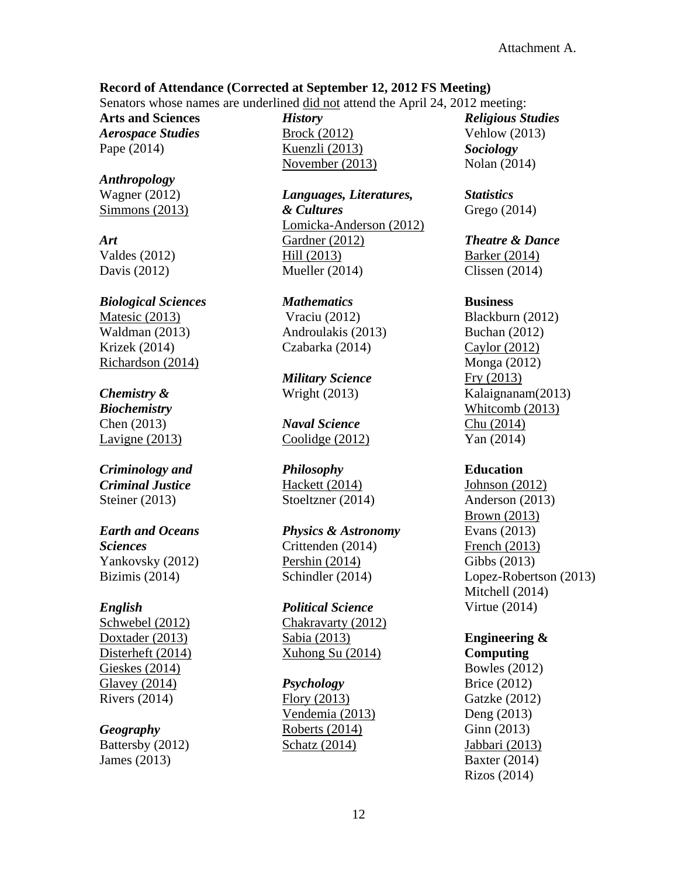Attachment A.

**Record of Attendance (Corrected at September 12, 2012 FS Meeting)**

Senators whose names are underlined <u>did not</u> attend the April 24, 2012 meeting:

**Arts and Sciences**

***Aerospace Studies***
Pape (2014)

***Anthropology***
Wagner (2012)
<u>Simmons (2013)</u>

***Art***
Valdes (2012)
Davis (2012)

***Biological Sciences***
<u>Matesic (2013)</u>
Waldman (2013)
Krizek (2014)
<u>Richardson (2014)</u>

***Chemistry & Biochemistry***
Chen (2013)
<u>Lavigne (2013)</u>

***Criminology and Criminal Justice***
Steiner (2013)

***Earth and Oceans Sciences***
Yankovsky (2012)
Bizimis (2014)

***English***
<u>Schwebel (2012)</u>
<u>Doxtader (2013)</u>
<u>Disterheft (2014)</u>
<u>Gieskes (2014)</u>
<u>Glavey (2014)</u>
Rivers (2014)

***Geography***
Battersby (2012)
James (2013)

***History***
<u>Brock (2012)</u>
<u>Kuenzli (2013)</u>
<u>November (2013)</u>

***Languages, Literatures, & Cultures***
<u>Lomicka-Anderson (2012)</u>
<u>Gardner (2012)</u>
<u>Hill (2013)</u>
Mueller (2014)

***Mathematics***
Vraciu (2012)
Androulakis (2013)
Czabarka (2014)

***Military Science***
Wright (2013)

***Naval Science***
<u>Coolidge (2012)</u>

***Philosophy***
<u>Hackett (2014)</u>
Stoeltzner (2014)

***Physics & Astronomy***
Crittenden (2014)
<u>Pershin (2014)</u>
Schindler (2014)

***Political Science***
<u>Chakravarty (2012)</u>
<u>Sabia (2013)</u>
<u>Xuhong Su (2014)</u>

***Psychology***
<u>Flory (2013)</u>
<u>Vendemia (2013)</u>
<u>Roberts (2014)</u>
<u>Schatz (2014)</u>

***Religious Studies***
Vehlow (2013)

***Sociology***
Nolan (2014)

***Statistics***
Grego (2014)

***Theatre & Dance***
<u>Barker (2014)</u>
Clissen (2014)

**Business**
Blackburn (2012)
Buchan (2012)
<u>Caylor (2012)</u>
Monga (2012)
<u>Fry (2013)</u>
Kalaignanam(2013)
<u>Whitcomb (2013)</u>
<u>Chu (2014)</u>
Yan (2014)

**Education**
<u>Johnson (2012)</u>
Anderson (2013)
<u>Brown (2013)</u>
Evans (2013)
<u>French (2013)</u>
Gibbs (2013)
Lopez-Robertson (2013)
Mitchell (2014)
Virtue (2014)

**Engineering & Computing**
Bowles (2012)
Brice (2012)
Gatzke (2012)
Deng (2013)
Ginn (2013)
<u>Jabbari (2013)</u>
Baxter (2014)
Rizos (2014)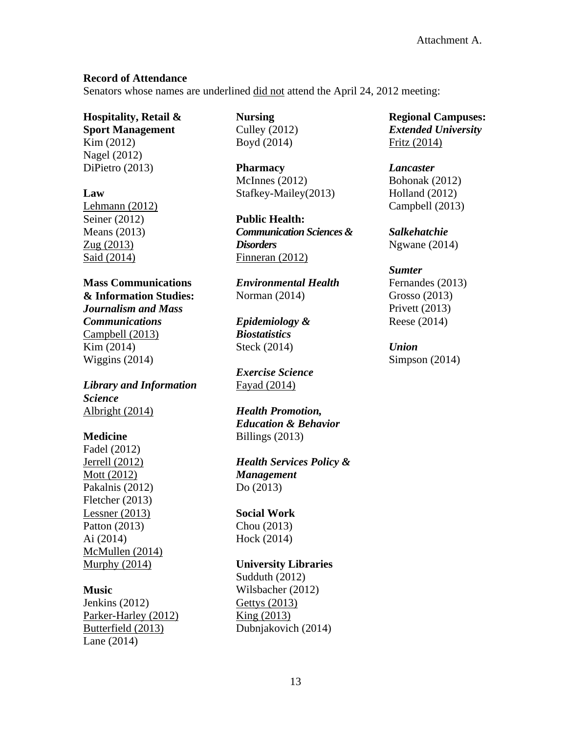Attachment A.

**Record of Attendance**
Senators whose names are underlined <u>did not</u> attend the April 24, 2012 meeting:

**Hospitality, Retail & Sport Management**
Kim (2012)
Nagel (2012)
DiPietro (2013)

**Law**
<u>Lehmann (2012)</u>
Seiner (2012)
Means (2013)
<u>Zug (2013)</u>
<u>Said (2014)</u>

**Mass Communications & Information Studies:**
***Journalism and Mass Communications***
<u>Campbell (2013)</u>
Kim (2014)
Wiggins (2014)

***Library and Information Science***
<u>Albright (2014)</u>

**Medicine**
Fadel (2012)
<u>Jerrell (2012)</u>
<u>Mott (2012)</u>
Pakalnis (2012)
Fletcher (2013)
<u>Lessner (2013)</u>
Patton (2013)
Ai (2014)
<u>McMullen (2014)</u>
<u>Murphy (2014)</u>

**Music**
Jenkins (2012)
<u>Parker-Harley (2012)</u>
<u>Butterfield (2013)</u>
Lane (2014)

**Nursing**
Culley (2012)
Boyd (2014)

**Pharmacy**
McInnes (2012)
Stafkey-Mailey(2013)

**Public Health:**
***Communication Sciences & Disorders***
<u>Finneran (2012)</u>

***Environmental Health***
Norman (2014)

***Epidemiology & Biostatistics***
Steck (2014)

***Exercise Science***
<u>Fayad (2014)</u>

***Health Promotion, Education & Behavior***
Billings (2013)

***Health Services Policy & Management***
Do (2013)

**Social Work**
Chou (2013)
Hock (2014)

**University Libraries**
Sudduth (2012)
Wilsbacher (2012)
<u>Gettys (2013)</u>
<u>King (2013)</u>
Dubnjakovich (2014)

**Regional Campuses:**
***Extended University***
<u>Fritz (2014)</u>

***Lancaster***
Bohonak (2012)
Holland (2012)
Campbell (2013)

***Salkehatchie***
Ngwane (2014)

***Sumter***
Fernandes (2013)
Grosso (2013)
Privett (2013)
Reese (2014)

***Union***
Simpson (2014)